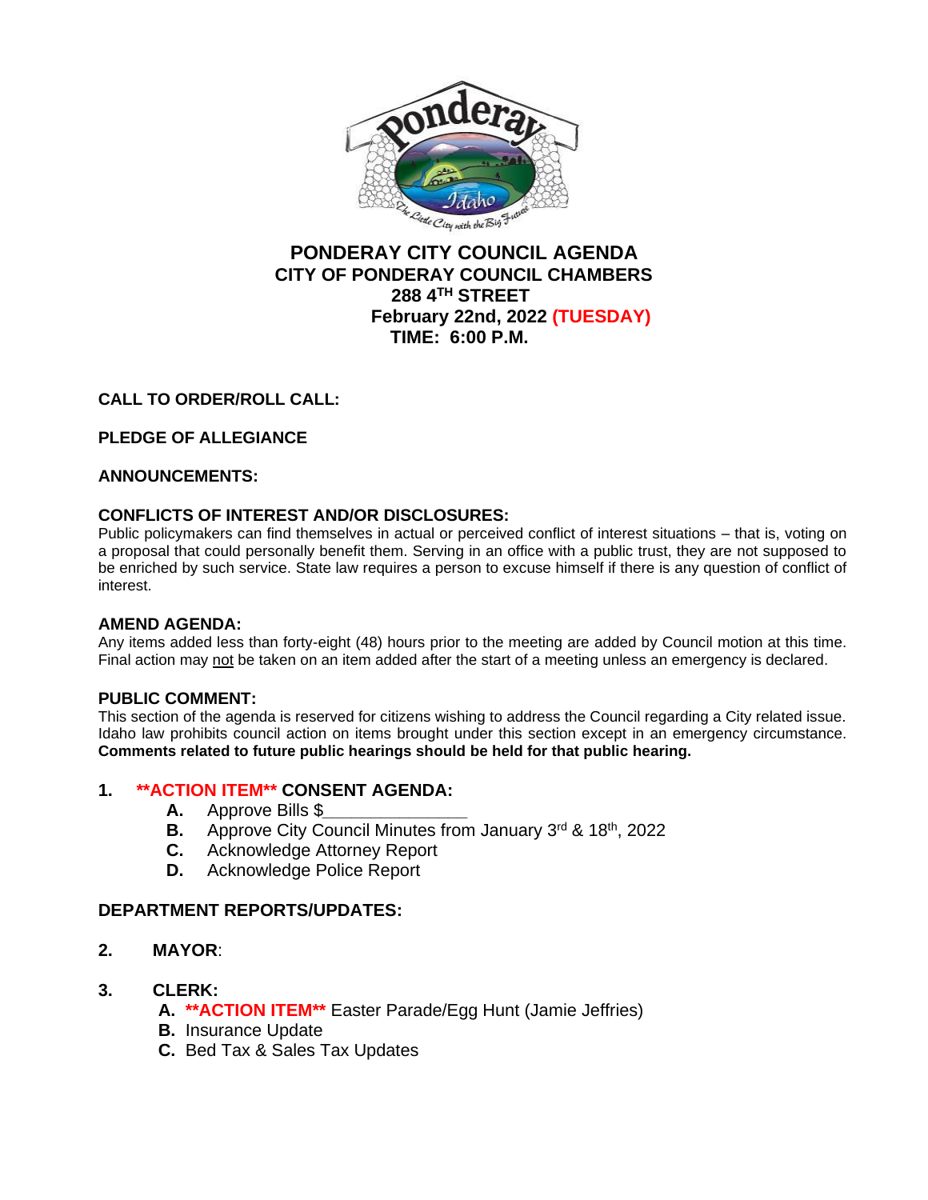# PONDERAY CITY COUNCIL AGENDA
## CITY OF PONDERAY COUNCIL CHAMBERS
## 288 4TH STREET
## February 22nd, 2022 (TUESDAY)
## TIME: 6:00 P.M.

**CALL TO ORDER/ROLL CALL:**

**PLEDGE OF ALLEGIANCE**

**ANNOUNCEMENTS:**

**CONFLICTS OF INTEREST AND/OR DISCLOSURES:**
Public policymakers can find themselves in actual or perceived conflict of interest situations – that is, voting on a proposal that could personally benefit them. Serving in an office with a public trust, they are not supposed to be enriched by such service. State law requires a person to excuse himself if there is any question of conflict of interest.

**AMEND AGENDA:**
Any items added less than forty-eight (48) hours prior to the meeting are added by Council motion at this time. Final action may not be taken on an item added after the start of a meeting unless an emergency is declared.

**PUBLIC COMMENT:**
This section of the agenda is reserved for citizens wishing to address the Council regarding a City related issue. Idaho law prohibits council action on items brought under this section except in an emergency circumstance. **Comments related to future public hearings should be held for that public hearing.**

**1. \*\*ACTION ITEM\*\* CONSENT AGENDA:**
- **A.** Approve Bills $_______________
- **B.** Approve City Council Minutes from January 3rd & 18th, 2022
- **C.** Acknowledge Attorney Report
- **D.** Acknowledge Police Report

**DEPARTMENT REPORTS/UPDATES:**

**2. MAYOR:**

**3. CLERK:**
- **A.** **\*\*ACTION ITEM\*\*** Easter Parade/Egg Hunt (Jamie Jeffries)
- **B.** Insurance Update
- **C.** Bed Tax & Sales Tax Updates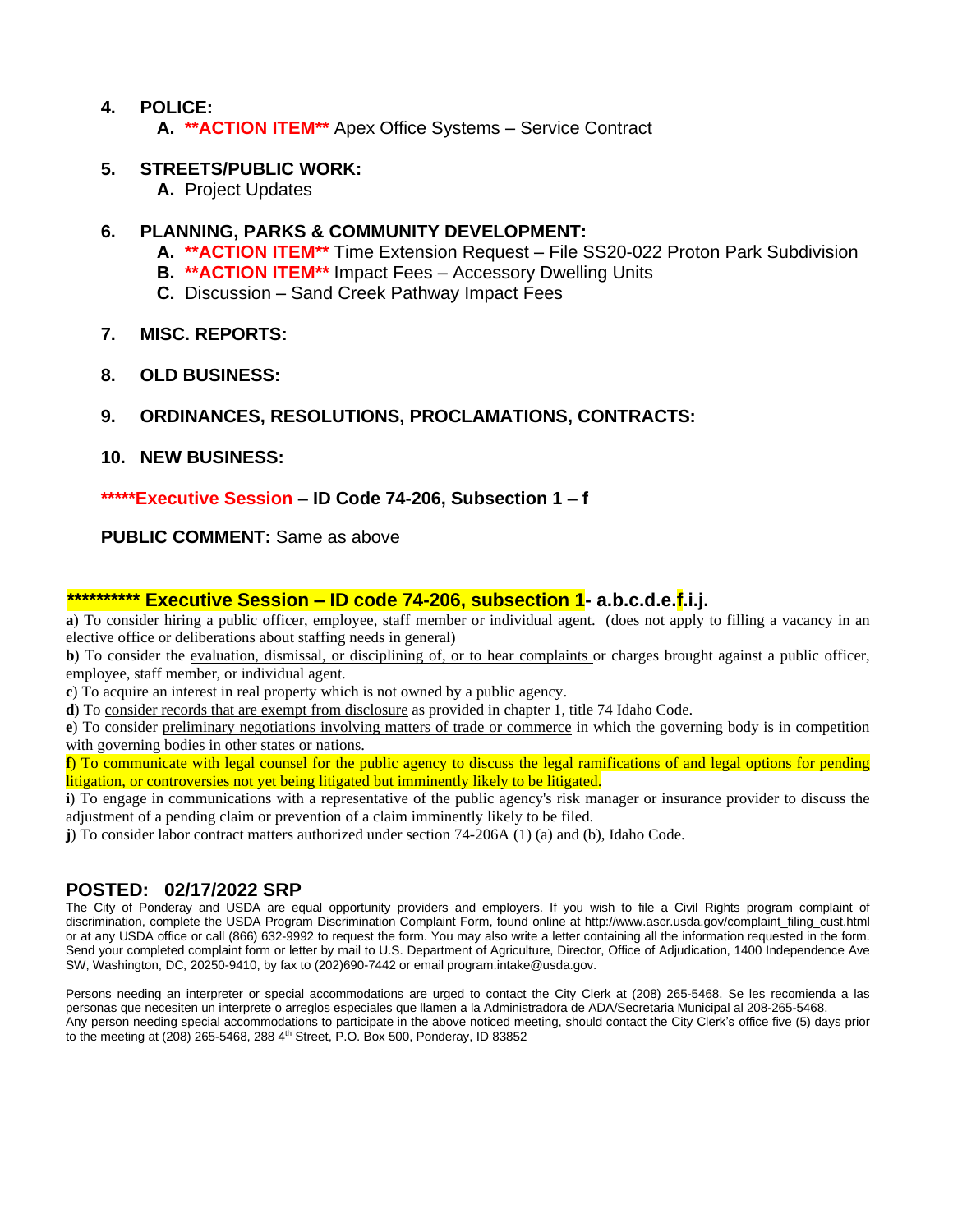4. **POLICE:**
   - **A.** **\*\*ACTION ITEM\*\*** Apex Office Systems – Service Contract

5. **STREETS/PUBLIC WORK:**
   - **A.** Project Updates

6. **PLANNING, PARKS & COMMUNITY DEVELOPMENT:**
   - **A.** **\*\*ACTION ITEM\*\*** Time Extension Request – File SS20-022 Proton Park Subdivision
   - **B.** **\*\*ACTION ITEM\*\*** Impact Fees – Accessory Dwelling Units
   - **C.** Discussion – Sand Creek Pathway Impact Fees

7. **MISC. REPORTS:**

8. **OLD BUSINESS:**

9. **ORDINANCES, RESOLUTIONS, PROCLAMATIONS, CONTRACTS:**

10. **NEW BUSINESS:**

**\*\*\*\*\*Executive Session – ID Code 74-206, Subsection 1 – f**

**PUBLIC COMMENT:** Same as above

**\*\*\*\*\*\*\*\*\*\* Executive Session – ID code 74-206, subsection 1- a.b.c.d.e.f.i.j.**

**a**) To consider hiring a public officer, employee, staff member or individual agent. (does not apply to filling a vacancy in an elective office or deliberations about staffing needs in general)

**b**) To consider the evaluation, dismissal, or disciplining of, or to hear complaints or charges brought against a public officer, employee, staff member, or individual agent.

**c**) To acquire an interest in real property which is not owned by a public agency.

**d**) To consider records that are exempt from disclosure as provided in chapter 1, title 74 Idaho Code.

**e**) To consider preliminary negotiations involving matters of trade or commerce in which the governing body is in competition with governing bodies in other states or nations.

**f**) To communicate with legal counsel for the public agency to discuss the legal ramifications of and legal options for pending litigation, or controversies not yet being litigated but imminently likely to be litigated.

**i**) To engage in communications with a representative of the public agency's risk manager or insurance provider to discuss the adjustment of a pending claim or prevention of a claim imminently likely to be filed.

**j**) To consider labor contract matters authorized under section 74-206A (1) (a) and (b), Idaho Code.

**POSTED: 02/17/2022 SRP**

The City of Ponderay and USDA are equal opportunity providers and employers. If you wish to file a Civil Rights program complaint of discrimination, complete the USDA Program Discrimination Complaint Form, found online at http://www.ascr.usda.gov/complaint_filing_cust.html or at any USDA office or call (866) 632-9992 to request the form. You may also write a letter containing all the information requested in the form. Send your completed complaint form or letter by mail to U.S. Department of Agriculture, Director, Office of Adjudication, 1400 Independence Ave SW, Washington, DC, 20250-9410, by fax to (202)690-7442 or email program.intake@usda.gov.

Persons needing an interpreter or special accommodations are urged to contact the City Clerk at (208) 265-5468. Se les recomienda a las personas que necesiten un interprete o arreglos especiales que llamen a la Administradora de ADA/Secretaria Municipal al 208-265-5468.
Any person needing special accommodations to participate in the above noticed meeting, should contact the City Clerk's office five (5) days prior to the meeting at (208) 265-5468, 288 4th Street, P.O. Box 500, Ponderay, ID 83852